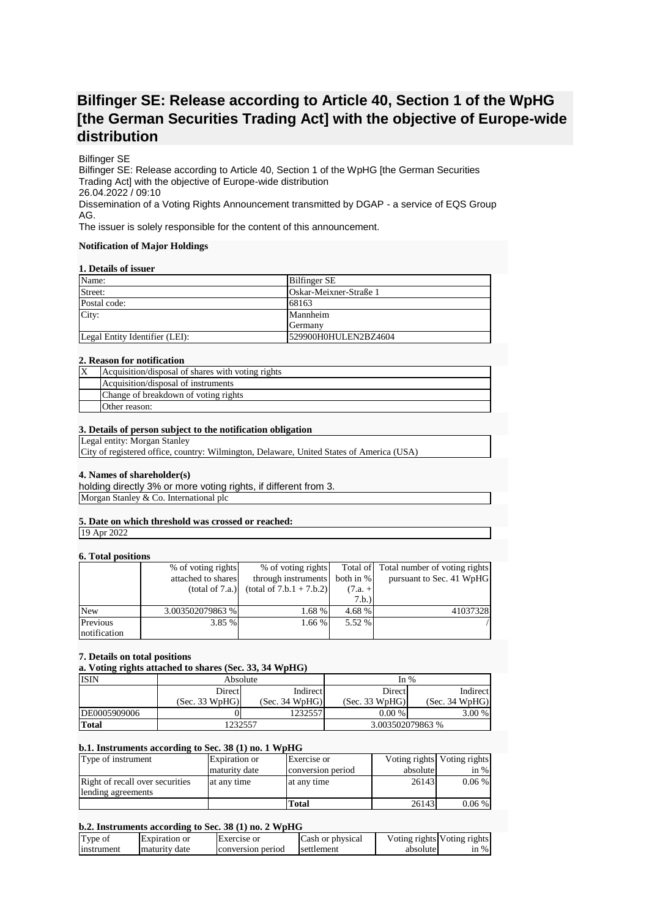# Bilfinger SE: Release according to Article 40, Section 1 of the WpHG [the German Securities Trading Act] with the objective of Europe-wide distribution

Bilfinger SE
Bilfinger SE: Release according to Article 40, Section 1 of the WpHG [the German Securities Trading Act] with the objective of Europe-wide distribution
26.04.2022 / 09:10
Dissemination of a Voting Rights Announcement transmitted by DGAP - a service of EQS Group AG.
The issuer is solely responsible for the content of this announcement.

**Notification of Major Holdings**

**1. Details of issuer**

| | |
|---|---|
| Name: | Bilfinger SE |
| Street: | Oskar-Meixner-Straße 1 |
| Postal code: | 68163 |
| City: | Mannheim<br>Germany |
| Legal Entity Identifier (LEI): | 529900H0HULEN2BZ4604 |

**2. Reason for notification**

| | |
|---|---|
| X | Acquisition/disposal of shares with voting rights |
| | Acquisition/disposal of instruments |
| | Change of breakdown of voting rights |
| | Other reason: |

**3. Details of person subject to the notification obligation**

Legal entity: Morgan Stanley
City of registered office, country: Wilmington, Delaware, United States of America (USA)

**4. Names of shareholder(s)**

holding directly 3% or more voting rights, if different from 3.

Morgan Stanley & Co. International plc

**5. Date on which threshold was crossed or reached:**

19 Apr 2022

**6. Total positions**

| | % of voting rights attached to shares (total of 7.a.) | % of voting rights through instruments (total of 7.b.1 + 7.b.2) | Total of both in % (7.a. + 7.b.) | Total number of voting rights pursuant to Sec. 41 WpHG |
|---|---|---|---|---|
| New | 3.003502079863 % | 1.68 % | 4.68 % | 41037328 |
| Previous notification | 3.85 % | 1.66 % | 5.52 % | / |

**7. Details on total positions**

**a. Voting rights attached to shares (Sec. 33, 34 WpHG)**

| ISIN | Absolute | | In % | |
|---|---|---|---|---|
| | Direct (Sec. 33 WpHG) | Indirect (Sec. 34 WpHG) | Direct (Sec. 33 WpHG) | Indirect (Sec. 34 WpHG) |
| DE0005909006 | 0 | 1232557 | 0.00 % | 3.00 % |
| **Total** | 1232557 | | 3.003502079863 % | |

**b.1. Instruments according to Sec. 38 (1) no. 1 WpHG**

| Type of instrument | Expiration or maturity date | Exercise or conversion period | Voting rights absolute | Voting rights in % |
|---|---|---|---|---|
| Right of recall over securities lending agreements | at any time | at any time | 26143 | 0.06 % |
| | | **Total** | 26143 | 0.06 % |

**b.2. Instruments according to Sec. 38 (1) no. 2 WpHG**

| Type of instrument | Expiration or maturity date | Exercise or conversion period | Cash or physical settlement | Voting rights absolute | Voting rights in % |
|---|---|---|---|---|---|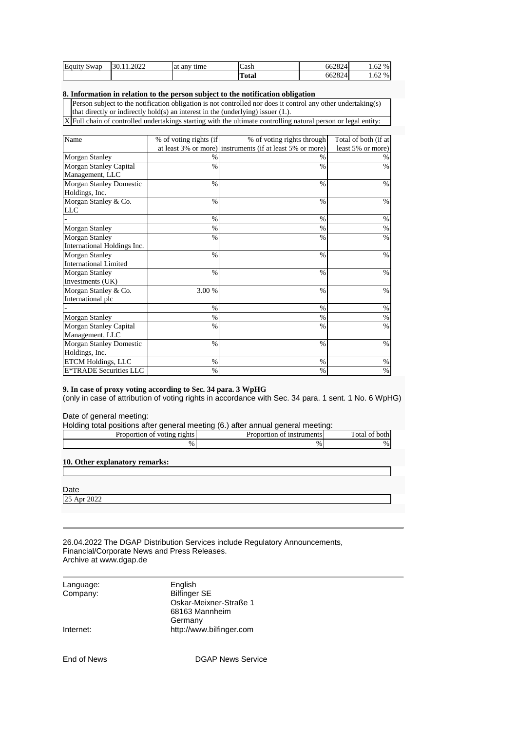| | | | | | |
|---|---|---|---|---|---|
| Equity Swap | 30.11.2022 | at any time | Cash | 662824 | 1.62 % |
| | | | **Total** | 662824 | 1.62 % |

**8. Information in relation to the person subject to the notification obligation**

| | |
|---|---|
| | Person subject to the notification obligation is not controlled nor does it control any other undertaking(s) that directly or indirectly hold(s) an interest in the (underlying) issuer (1.). |
| X | Full chain of controlled undertakings starting with the ultimate controlling natural person or legal entity: |

| Name | % of voting rights (if at least 3% or more) | % of voting rights through instruments (if at least 5% or more) | Total of both (if at least 5% or more) |
|---|---|---|---|
| Morgan Stanley | % | % | % |
| Morgan Stanley Capital Management, LLC | % | % | % |
| Morgan Stanley Domestic Holdings, Inc. | % | % | % |
| Morgan Stanley & Co. LLC | % | % | % |
| - | % | % | % |
| Morgan Stanley | % | % | % |
| Morgan Stanley International Holdings Inc. | % | % | % |
| Morgan Stanley International Limited | % | % | % |
| Morgan Stanley Investments (UK) | % | % | % |
| Morgan Stanley & Co. International plc | 3.00 % | % | % |
| - | % | % | % |
| Morgan Stanley | % | % | % |
| Morgan Stanley Capital Management, LLC | % | % | % |
| Morgan Stanley Domestic Holdings, Inc. | % | % | % |
| ETCM Holdings, LLC | % | % | % |
| E*TRADE Securities LLC | % | % | % |

**9. In case of proxy voting according to Sec. 34 para. 3 WpHG**

(only in case of attribution of voting rights in accordance with Sec. 34 para. 1 sent. 1 No. 6 WpHG)

Date of general meeting:

Holding total positions after general meeting (6.) after annual general meeting:

| Proportion of voting rights | Proportion of instruments | Total of both |
|---|---|---|
| % | % | % |

**10. Other explanatory remarks:**

Date

25 Apr 2022

---

26.04.2022 The DGAP Distribution Services include Regulatory Announcements, Financial/Corporate News and Press Releases.
Archive at www.dgap.de

---

| | |
|---|---|
| Language: | English |
| Company: | Bilfinger SE<br>Oskar-Meixner-Straße 1<br>68163 Mannheim<br>Germany |
| Internet: | http://www.bilfinger.com |

End of News DGAP News Service